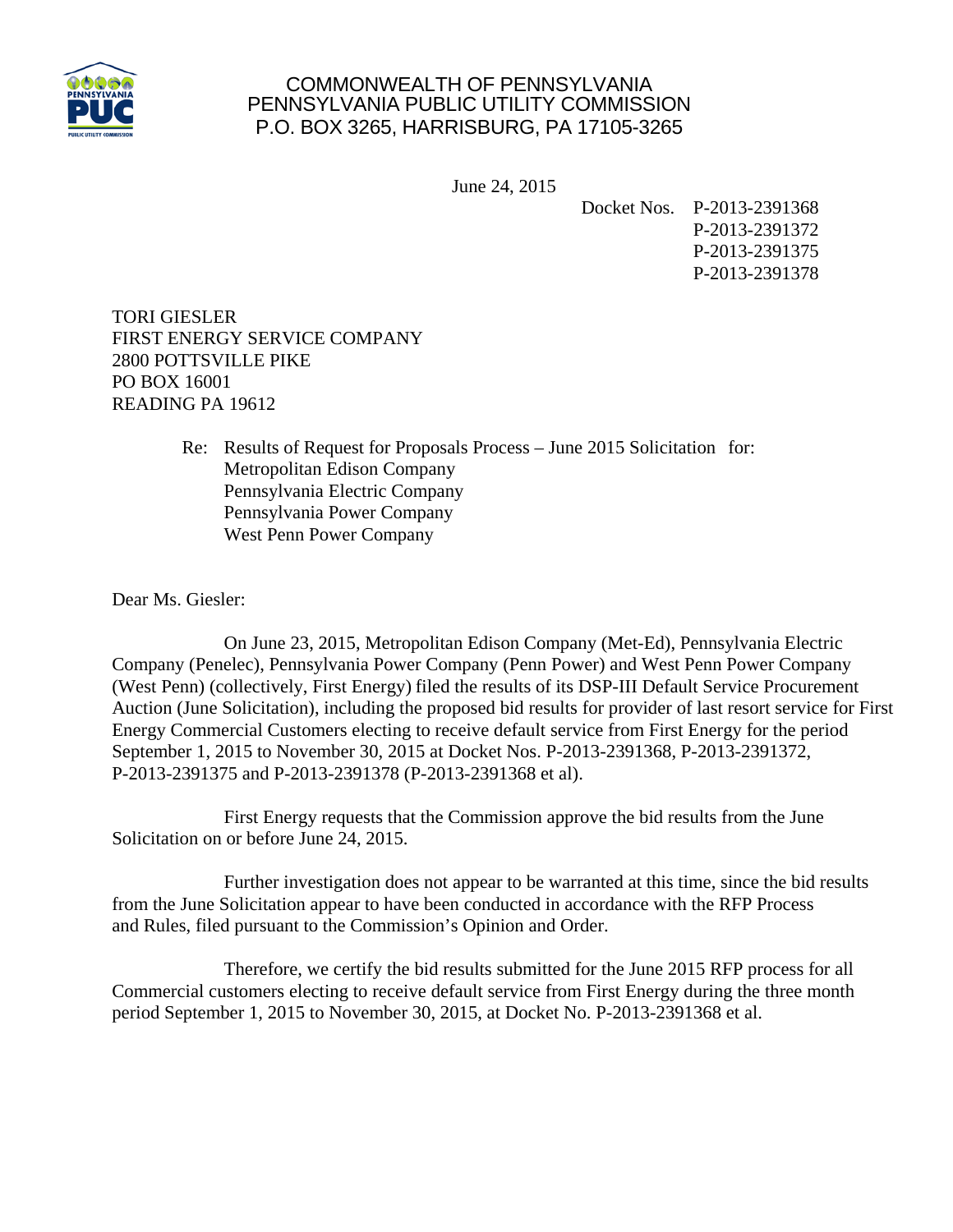COMMONWEALTH OF PENNSYLVANIA
PENNSYLVANIA PUBLIC UTILITY COMMISSION
P.O. BOX 3265, HARRISBURG, PA 17105-3265

June 24, 2015

Docket Nos. P-2013-2391368
P-2013-2391372
P-2013-2391375
P-2013-2391378

TORI GIESLER
FIRST ENERGY SERVICE COMPANY
2800 POTTSVILLE PIKE
PO BOX 16001
READING PA 19612

Re: Results of Request for Proposals Process – June 2015 Solicitation for:
Metropolitan Edison Company
Pennsylvania Electric Company
Pennsylvania Power Company
West Penn Power Company

Dear Ms. Giesler:

On June 23, 2015, Metropolitan Edison Company (Met-Ed), Pennsylvania Electric Company (Penelec), Pennsylvania Power Company (Penn Power) and West Penn Power Company (West Penn) (collectively, First Energy) filed the results of its DSP-III Default Service Procurement Auction (June Solicitation), including the proposed bid results for provider of last resort service for First Energy Commercial Customers electing to receive default service from First Energy for the period September 1, 2015 to November 30, 2015 at Docket Nos. P-2013-2391368, P-2013-2391372, P-2013-2391375 and P-2013-2391378 (P-2013-2391368 et al).

First Energy requests that the Commission approve the bid results from the June Solicitation on or before June 24, 2015.

Further investigation does not appear to be warranted at this time, since the bid results from the June Solicitation appear to have been conducted in accordance with the RFP Process and Rules, filed pursuant to the Commission's Opinion and Order.

Therefore, we certify the bid results submitted for the June 2015 RFP process for all Commercial customers electing to receive default service from First Energy during the three month period September 1, 2015 to November 30, 2015, at Docket No. P-2013-2391368 et al.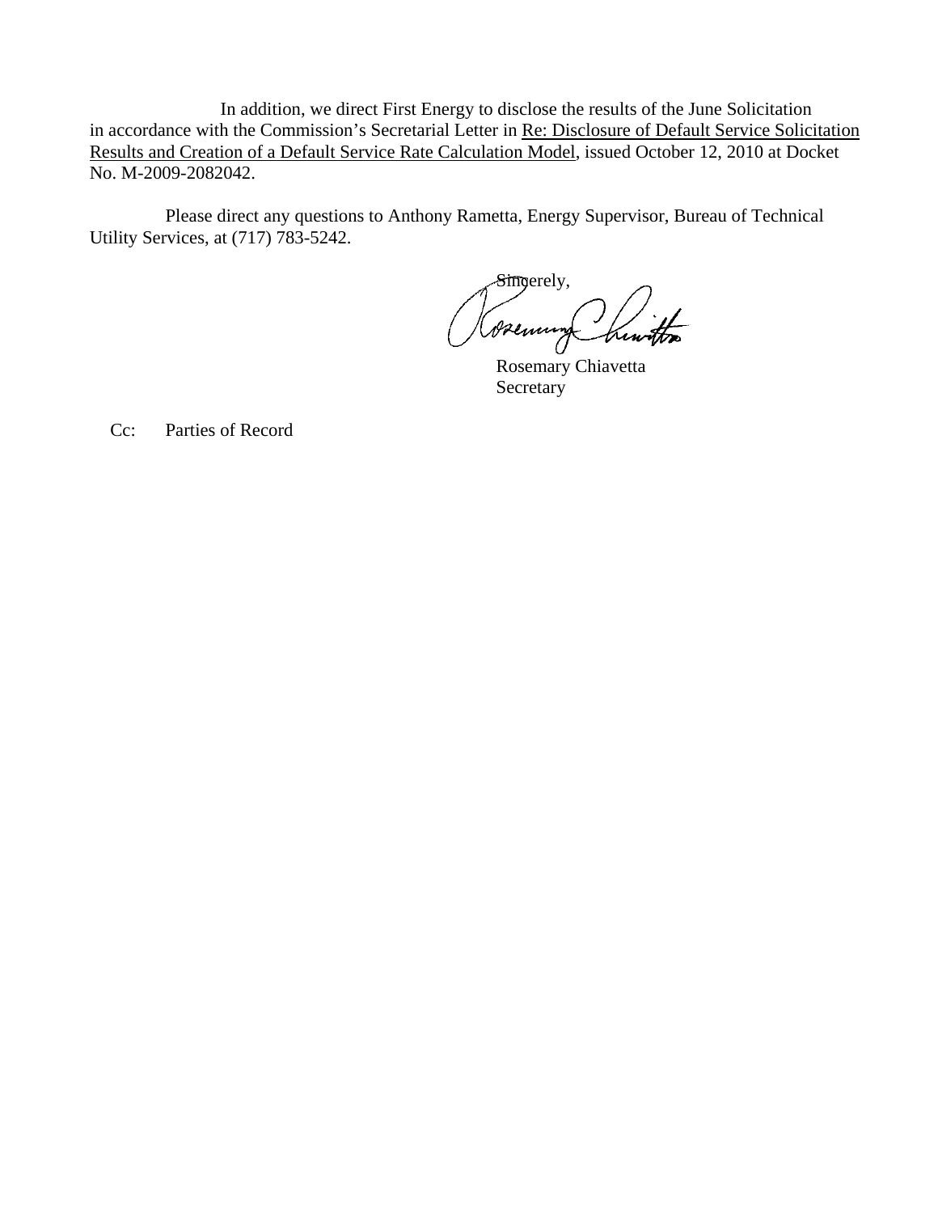In addition, we direct First Energy to disclose the results of the June Solicitation in accordance with the Commission's Secretarial Letter in <u>Re: Disclosure of Default Service Solicitation Results and Creation of a Default Service Rate Calculation Model</u>, issued October 12, 2010 at Docket No. M-2009-2082042.

Please direct any questions to Anthony Rametta, Energy Supervisor, Bureau of Technical Utility Services, at (717) 783-5242.

Sincerely,

Rosemary Chiavetta
Secretary

Cc: Parties of Record